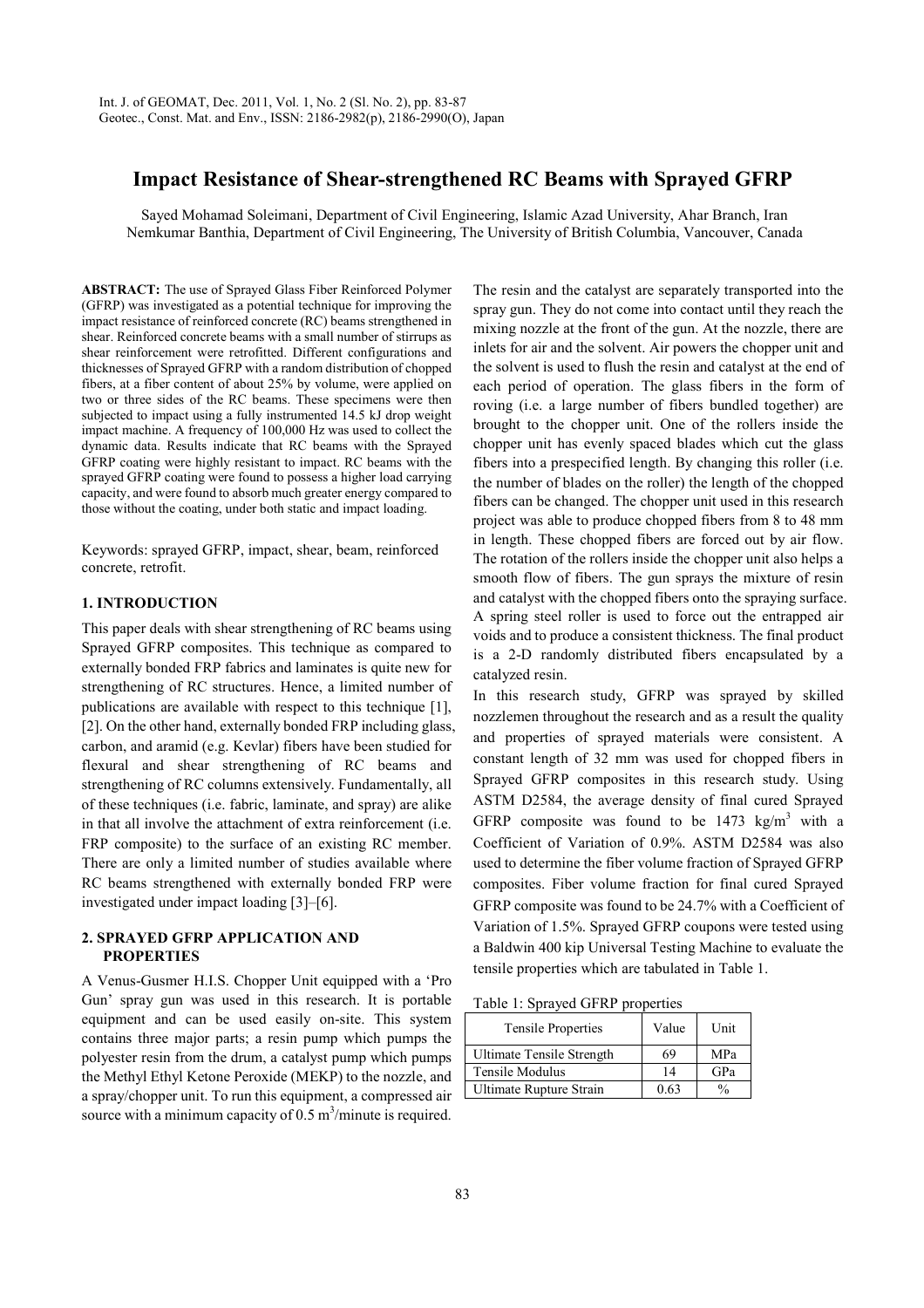# Impact Resistance of Shear-strengthened RC Beams with Sprayed GFRP

Sayed Mohamad Soleimani, Department of Civil Engineering, Islamic Azad University, Ahar Branch, Iran
Nemkumar Banthia, Department of Civil Engineering, The University of British Columbia, Vancouver, Canada

**ABSTRACT:** The use of Sprayed Glass Fiber Reinforced Polymer (GFRP) was investigated as a potential technique for improving the impact resistance of reinforced concrete (RC) beams strengthened in shear. Reinforced concrete beams with a small number of stirrups as shear reinforcement were retrofitted. Different configurations and thicknesses of Sprayed GFRP with a random distribution of chopped fibers, at a fiber content of about 25% by volume, were applied on two or three sides of the RC beams. These specimens were then subjected to impact using a fully instrumented 14.5 kJ drop weight impact machine. A frequency of 100,000 Hz was used to collect the dynamic data. Results indicate that RC beams with the Sprayed GFRP coating were highly resistant to impact. RC beams with the sprayed GFRP coating were found to possess a higher load carrying capacity, and were found to absorb much greater energy compared to those without the coating, under both static and impact loading.

Keywords: sprayed GFRP, impact, shear, beam, reinforced concrete, retrofit.

## 1. INTRODUCTION

This paper deals with shear strengthening of RC beams using Sprayed GFRP composites. This technique as compared to externally bonded FRP fabrics and laminates is quite new for strengthening of RC structures. Hence, a limited number of publications are available with respect to this technique [1], [2]. On the other hand, externally bonded FRP including glass, carbon, and aramid (e.g. Kevlar) fibers have been studied for flexural and shear strengthening of RC beams and strengthening of RC columns extensively. Fundamentally, all of these techniques (i.e. fabric, laminate, and spray) are alike in that all involve the attachment of extra reinforcement (i.e. FRP composite) to the surface of an existing RC member. There are only a limited number of studies available where RC beams strengthened with externally bonded FRP were investigated under impact loading [3]–[6].

## 2. SPRAYED GFRP APPLICATION AND PROPERTIES

A Venus-Gusmer H.I.S. Chopper Unit equipped with a 'Pro Gun' spray gun was used in this research. It is portable equipment and can be used easily on-site. This system contains three major parts; a resin pump which pumps the polyester resin from the drum, a catalyst pump which pumps the Methyl Ethyl Ketone Peroxide (MEKP) to the nozzle, and a spray/chopper unit. To run this equipment, a compressed air source with a minimum capacity of 0.5 $m^3$/minute is required. The resin and the catalyst are separately transported into the spray gun. They do not come into contact until they reach the mixing nozzle at the front of the gun. At the nozzle, there are inlets for air and the solvent. Air powers the chopper unit and the solvent is used to flush the resin and catalyst at the end of each period of operation. The glass fibers in the form of roving (i.e. a large number of fibers bundled together) are brought to the chopper unit. One of the rollers inside the chopper unit has evenly spaced blades which cut the glass fibers into a prespecified length. By changing this roller (i.e. the number of blades on the roller) the length of the chopped fibers can be changed. The chopper unit used in this research project was able to produce chopped fibers from 8 to 48 mm in length. These chopped fibers are forced out by air flow. The rotation of the rollers inside the chopper unit also helps a smooth flow of fibers. The gun sprays the mixture of resin and catalyst with the chopped fibers onto the spraying surface. A spring steel roller is used to force out the entrapped air voids and to produce a consistent thickness. The final product is a 2-D randomly distributed fibers encapsulated by a catalyzed resin.

In this research study, GFRP was sprayed by skilled nozzlemen throughout the research and as a result the quality and properties of sprayed materials were consistent. A constant length of 32 mm was used for chopped fibers in Sprayed GFRP composites in this research study. Using ASTM D2584, the average density of final cured Sprayed GFRP composite was found to be 1473 $kg/m^3$ with a Coefficient of Variation of 0.9%. ASTM D2584 was also used to determine the fiber volume fraction of Sprayed GFRP composites. Fiber volume fraction for final cured Sprayed GFRP composite was found to be 24.7% with a Coefficient of Variation of 1.5%. Sprayed GFRP coupons were tested using a Baldwin 400 kip Universal Testing Machine to evaluate the tensile properties which are tabulated in Table 1.

Table 1: Sprayed GFRP properties

| Tensile Properties | Value | Unit |
|---|---|---|
| Ultimate Tensile Strength | 69 | MPa |
| Tensile Modulus | 14 | GPa |
| Ultimate Rupture Strain | 0.63 | % |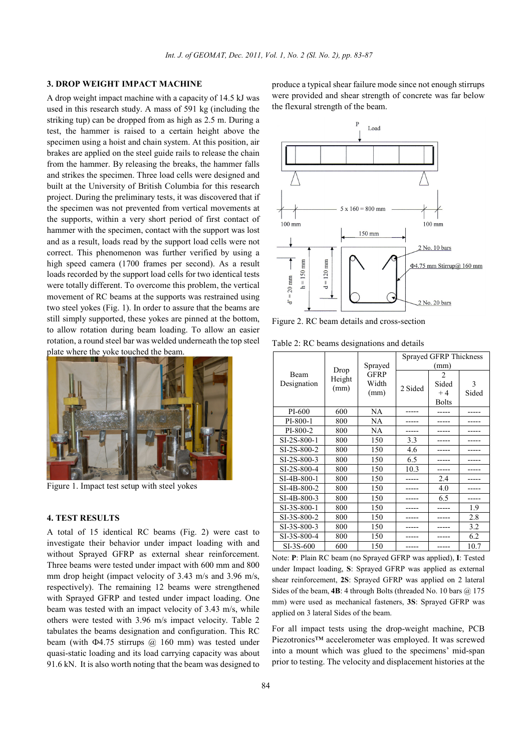## 3. DROP WEIGHT IMPACT MACHINE

A drop weight impact machine with a capacity of 14.5 kJ was used in this research study. A mass of 591 kg (including the striking tup) can be dropped from as high as 2.5 m. During a test, the hammer is raised to a certain height above the specimen using a hoist and chain system. At this position, air brakes are applied on the steel guide rails to release the chain from the hammer. By releasing the breaks, the hammer falls and strikes the specimen. Three load cells were designed and built at the University of British Columbia for this research project. During the preliminary tests, it was discovered that if the specimen was not prevented from vertical movements at the supports, within a very short period of first contact of hammer with the specimen, contact with the support was lost and as a result, loads read by the support load cells were not correct. This phenomenon was further verified by using a high speed camera (1700 frames per second). As a result loads recorded by the support load cells for two identical tests were totally different. To overcome this problem, the vertical movement of RC beams at the supports was restrained using two steel yokes (Fig. 1). In order to assure that the beams are still simply supported, these yokes are pinned at the bottom, to allow rotation during beam loading. To allow an easier rotation, a round steel bar was welded underneath the top steel plate where the yoke touched the beam.

Figure 1. Impact test setup with steel yokes

## 4. TEST RESULTS

A total of 15 identical RC beams (Fig. 2) were cast to investigate their behavior under impact loading with and without Sprayed GFRP as external shear reinforcement. Three beams were tested under impact with 600 mm and 800 mm drop height (impact velocity of 3.43 m/s and 3.96 m/s, respectively). The remaining 12 beams were strengthened with Sprayed GFRP and tested under impact loading. One beam was tested with an impact velocity of 3.43 m/s, while others were tested with 3.96 m/s impact velocity. Table 2 tabulates the beams designation and configuration. This RC beam (with Φ4.75 stirrups @ 160 mm) was tested under quasi-static loading and its load carrying capacity was about 91.6 kN. It is also worth noting that the beam was designed to produce a typical shear failure mode since not enough stirrups were provided and shear strength of concrete was far below the flexural strength of the beam.

Figure 2. RC beam details and cross-section

Table 2: RC beams designations and details

| Beam Designation | Drop Height (mm) | Sprayed GFRP Width (mm) | Sprayed GFRP Thickness (mm) | | |
|---|---|---|---|---|---|
| | | | 2 Sided | 2 Sided + 4 Bolts | 3 Sided |
| PI-600 | 600 | NA | ----- | ----- | ----- |
| PI-800-1 | 800 | NA | ----- | ----- | ----- |
| PI-800-2 | 800 | NA | ----- | ----- | ----- |
| SI-2S-800-1 | 800 | 150 | 3.3 | ----- | ----- |
| SI-2S-800-2 | 800 | 150 | 4.6 | ----- | ----- |
| SI-2S-800-3 | 800 | 150 | 6.5 | ----- | ----- |
| SI-2S-800-4 | 800 | 150 | 10.3 | ----- | ----- |
| SI-4B-800-1 | 800 | 150 | ----- | 2.4 | ----- |
| SI-4B-800-2 | 800 | 150 | ----- | 4.0 | ----- |
| SI-4B-800-3 | 800 | 150 | ----- | 6.5 | ----- |
| SI-3S-800-1 | 800 | 150 | ----- | ----- | 1.9 |
| SI-3S-800-2 | 800 | 150 | ----- | ----- | 2.8 |
| SI-3S-800-3 | 800 | 150 | ----- | ----- | 3.2 |
| SI-3S-800-4 | 800 | 150 | ----- | ----- | 6.2 |
| SI-3S-600 | 600 | 150 | ----- | ----- | 10.7 |

Note: **P**: Plain RC beam (no Sprayed GFRP was applied), **I**: Tested under Impact loading, **S**: Sprayed GFRP was applied as external shear reinforcement, **2S**: Sprayed GFRP was applied on 2 lateral Sides of the beam, **4B**: 4 through Bolts (threaded No. 10 bars @ 175 mm) were used as mechanical fasteners, **3S**: Sprayed GFRP was applied on 3 lateral Sides of the beam.

For all impact tests using the drop-weight machine, PCB Piezotronics™ accelerometer was employed. It was screwed into a mount which was glued to the specimens' mid-span prior to testing. The velocity and displacement histories at the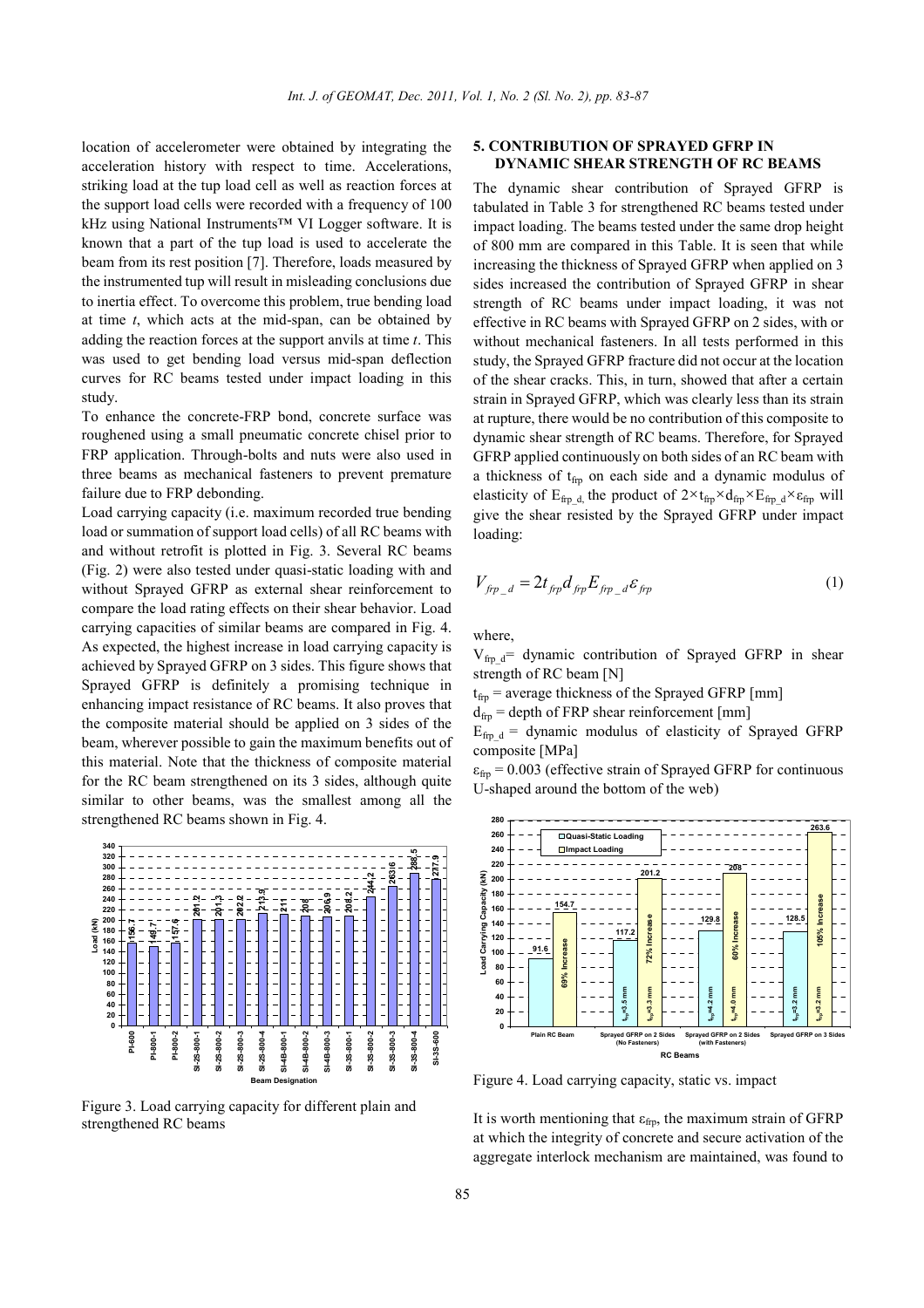location of accelerometer were obtained by integrating the acceleration history with respect to time. Accelerations, striking load at the tup load cell as well as reaction forces at the support load cells were recorded with a frequency of 100 kHz using National Instruments™ VI Logger software. It is known that a part of the tup load is used to accelerate the beam from its rest position [7]. Therefore, loads measured by the instrumented tup will result in misleading conclusions due to inertia effect. To overcome this problem, true bending load at time *t*, which acts at the mid-span, can be obtained by adding the reaction forces at the support anvils at time *t*. This was used to get bending load versus mid-span deflection curves for RC beams tested under impact loading in this study.

To enhance the concrete-FRP bond, concrete surface was roughened using a small pneumatic concrete chisel prior to FRP application. Through-bolts and nuts were also used in three beams as mechanical fasteners to prevent premature failure due to FRP debonding.

Load carrying capacity (i.e. maximum recorded true bending load or summation of support load cells) of all RC beams with and without retrofit is plotted in Fig. 3. Several RC beams (Fig. 2) were also tested under quasi-static loading with and without Sprayed GFRP as external shear reinforcement to compare the load rating effects on their shear behavior. Load carrying capacities of similar beams are compared in Fig. 4. As expected, the highest increase in load carrying capacity is achieved by Sprayed GFRP on 3 sides. This figure shows that Sprayed GFRP is definitely a promising technique in enhancing impact resistance of RC beams. It also proves that the composite material should be applied on 3 sides of the beam, wherever possible to gain the maximum benefits out of this material. Note that the thickness of composite material for the RC beam strengthened on its 3 sides, although quite similar to other beams, was the smallest among all the strengthened RC beams shown in Fig. 4.

Figure 3. Load carrying capacity for different plain and strengthened RC beams

## 5. CONTRIBUTION OF SPRAYED GFRP IN DYNAMIC SHEAR STRENGTH OF RC BEAMS

The dynamic shear contribution of Sprayed GFRP is tabulated in Table 3 for strengthened RC beams tested under impact loading. The beams tested under the same drop height of 800 mm are compared in this Table. It is seen that while increasing the thickness of Sprayed GFRP when applied on 3 sides increased the contribution of Sprayed GFRP in shear strength of RC beams under impact loading, it was not effective in RC beams with Sprayed GFRP on 2 sides, with or without mechanical fasteners. In all tests performed in this study, the Sprayed GFRP fracture did not occur at the location of the shear cracks. This, in turn, showed that after a certain strain in Sprayed GFRP, which was clearly less than its strain at rupture, there would be no contribution of this composite to dynamic shear strength of RC beams. Therefore, for Sprayed GFRP applied continuously on both sides of an RC beam with a thickness of $t_{frp}$ on each side and a dynamic modulus of elasticity of $E_{frp\_d}$, the product of $2\times t_{frp}\times d_{frp}\times E_{frp\_d}\times \varepsilon_{frp}$ will give the shear resisted by the Sprayed GFRP under impact loading:

$$V_{frp\_d} = 2 t_{frp} d_{frp} E_{frp\_d} \varepsilon_{frp} \tag{1}$$

where,

$V_{frp\_d}$ = dynamic contribution of Sprayed GFRP in shear strength of RC beam [N]

$t_{frp}$ = average thickness of the Sprayed GFRP [mm]

$d_{frp}$ = depth of FRP shear reinforcement [mm]

$E_{frp\_d}$ = dynamic modulus of elasticity of Sprayed GFRP composite [MPa]

$\varepsilon_{frp} = 0.003$ (effective strain of Sprayed GFRP for continuous U-shaped around the bottom of the web)

Figure 4. Load carrying capacity, static vs. impact

It is worth mentioning that $\varepsilon_{frp}$, the maximum strain of GFRP at which the integrity of concrete and secure activation of the aggregate interlock mechanism are maintained, was found to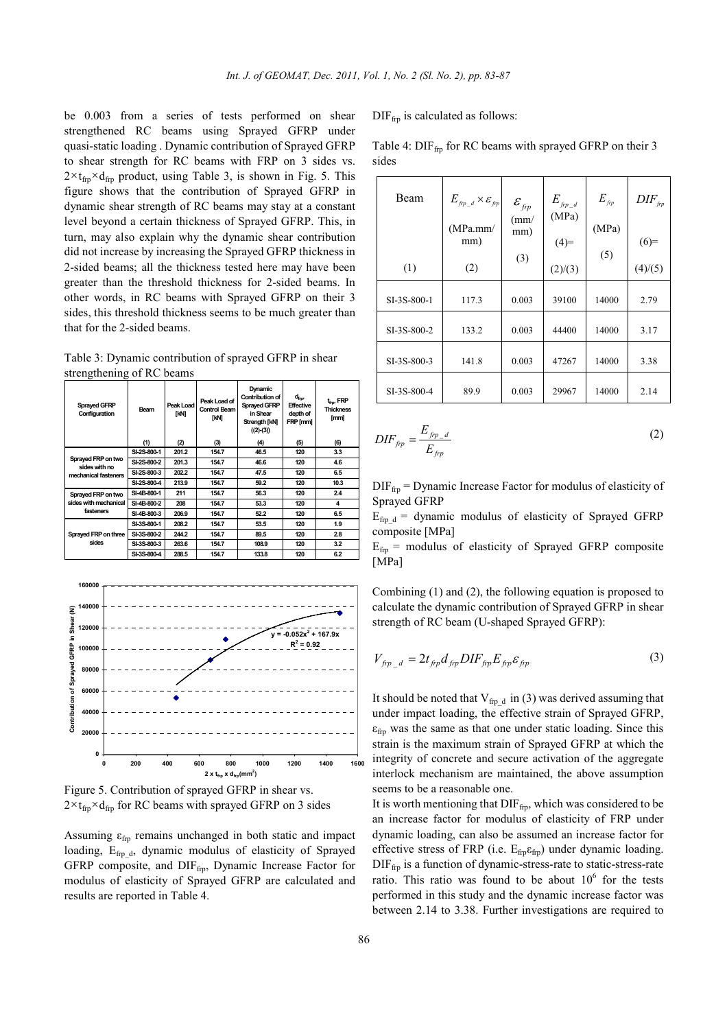be 0.003 from a series of tests performed on shear strengthened RC beams using Sprayed GFRP under quasi-static loading . Dynamic contribution of Sprayed GFRP to shear strength for RC beams with FRP on 3 sides vs. $2 \times t_{frp} \times d_{frp}$ product, using Table 3, is shown in Fig. 5. This figure shows that the contribution of Sprayed GFRP in dynamic shear strength of RC beams may stay at a constant level beyond a certain thickness of Sprayed GFRP. This, in turn, may also explain why the dynamic shear contribution did not increase by increasing the Sprayed GFRP thickness in 2-sided beams; all the thickness tested here may have been greater than the threshold thickness for 2-sided beams. In other words, in RC beams with Sprayed GFRP on their 3 sides, this threshold thickness seems to be much greater than that for the 2-sided beams.

Table 3: Dynamic contribution of sprayed GFRP in shear strengthening of RC beams

| Sprayed GFRP Configuration | Beam | Peak Load [kN] | Peak Load of Control Beam [kN] | Dynamic Contribution of Sprayed GFRP in Shear Strength [kN] ((2)-(3)) | $d_{frp}$, Effective depth of FRP [mm] | $t_{frp}$, FRP Thickness [mm] |
|---|---|---|---|---|---|---|
| | (1) | (2) | (3) | (4) | (5) | (6) |
| Sprayed FRP on two sides with no mechanical fasteners | SI-2S-800-1 | 201.2 | 154.7 | 46.5 | 120 | 3.3 |
| | SI-2S-800-2 | 201.3 | 154.7 | 46.6 | 120 | 4.6 |
| | SI-2S-800-3 | 202.2 | 154.7 | 47.5 | 120 | 6.5 |
| | SI-2S-800-4 | 213.9 | 154.7 | 59.2 | 120 | 10.3 |
| Sprayed FRP on two sides with mechanical fasteners | SI-4B-800-1 | 211 | 154.7 | 56.3 | 120 | 2.4 |
| | SI-4B-800-2 | 208 | 154.7 | 53.3 | 120 | 4 |
| | SI-4B-800-3 | 206.9 | 154.7 | 52.2 | 120 | 6.5 |
| Sprayed FRP on three sides | SI-3S-800-1 | 208.2 | 154.7 | 53.5 | 120 | 1.9 |
| | SI-3S-800-2 | 244.2 | 154.7 | 89.5 | 120 | 2.8 |
| | SI-3S-800-3 | 263.6 | 154.7 | 108.9 | 120 | 3.2 |
| | SI-3S-800-4 | 288.5 | 154.7 | 133.8 | 120 | 6.2 |

Figure 5. Contribution of sprayed GFRP in shear vs. $2 \times t_{frp} \times d_{frp}$ for RC beams with sprayed GFRP on 3 sides

Assuming $\varepsilon_{frp}$ remains unchanged in both static and impact loading, $E_{frp\_d}$, dynamic modulus of elasticity of Sprayed GFRP composite, and $DIF_{frp}$, Dynamic Increase Factor for modulus of elasticity of Sprayed GFRP are calculated and results are reported in Table 4.

$DIF_{frp}$ is calculated as follows:

Table 4: $DIF_{frp}$ for RC beams with sprayed GFRP on their 3 sides

| Beam | $E_{frp\_d} \times \varepsilon_{frp}$ (MPa.mm/mm) | $\varepsilon_{frp}$ (mm/mm) | $E_{frp\_d}$ (MPa) (4)= (2)/(3) | $E_{frp}$ (MPa) | $DIF_{frp}$ (6)= (4)/(5) |
|---|---|---|---|---|---|
| (1) | (2) | (3) | | (5) | |
| SI-3S-800-1 | 117.3 | 0.003 | 39100 | 14000 | 2.79 |
| SI-3S-800-2 | 133.2 | 0.003 | 44400 | 14000 | 3.17 |
| SI-3S-800-3 | 141.8 | 0.003 | 47267 | 14000 | 3.38 |
| SI-3S-800-4 | 89.9 | 0.003 | 29967 | 14000 | 2.14 |

$$DIF_{frp} = \frac{E_{frp\_d}}{E_{frp}} \tag{2}$$

$DIF_{frp}$ = Dynamic Increase Factor for modulus of elasticity of Sprayed GFRP

$E_{frp\_d}$ = dynamic modulus of elasticity of Sprayed GFRP composite [MPa]

$E_{frp}$ = modulus of elasticity of Sprayed GFRP composite [MPa]

Combining (1) and (2), the following equation is proposed to calculate the dynamic contribution of Sprayed GFRP in shear strength of RC beam (U-shaped Sprayed GFRP):

$$V_{frp\_d} = 2 t_{frp} d_{frp} DIF_{frp} E_{frp} \varepsilon_{frp} \tag{3}$$

It should be noted that $V_{frp\_d}$ in (3) was derived assuming that under impact loading, the effective strain of Sprayed GFRP, $\varepsilon_{frp}$ was the same as that one under static loading. Since this strain is the maximum strain of Sprayed GFRP at which the integrity of concrete and secure activation of the aggregate interlock mechanism are maintained, the above assumption seems to be a reasonable one.

It is worth mentioning that $DIF_{frp}$, which was considered to be an increase factor for modulus of elasticity of FRP under dynamic loading, can also be assumed an increase factor for effective stress of FRP (i.e. $E_{frp}\varepsilon_{frp}$) under dynamic loading. $DIF_{frp}$ is a function of dynamic-stress-rate to static-stress-rate ratio. This ratio was found to be about $10^6$ for the tests performed in this study and the dynamic increase factor was between 2.14 to 3.38. Further investigations are required to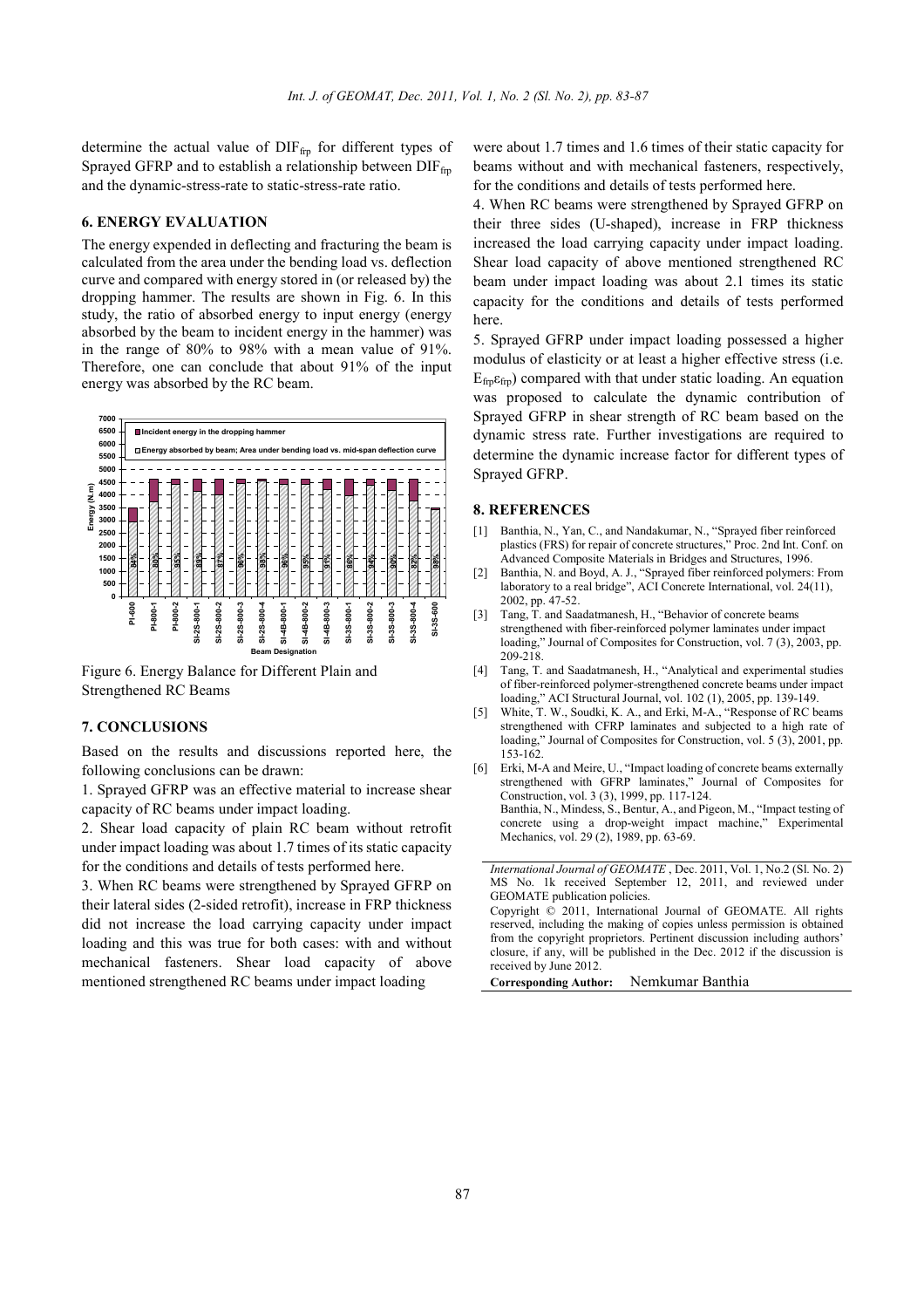determine the actual value of $DIF_{frp}$ for different types of Sprayed GFRP and to establish a relationship between $DIF_{frp}$ and the dynamic-stress-rate to static-stress-rate ratio.

## 6. ENERGY EVALUATION

The energy expended in deflecting and fracturing the beam is calculated from the area under the bending load vs. deflection curve and compared with energy stored in (or released by) the dropping hammer. The results are shown in Fig. 6. In this study, the ratio of absorbed energy to input energy (energy absorbed by the beam to incident energy in the hammer) was in the range of 80% to 98% with a mean value of 91%. Therefore, one can conclude that about 91% of the input energy was absorbed by the RC beam.

Incident energy in the dropping hammer
Energy absorbed by beam; Area under bending load vs. mid-span deflection curve
Energy (N.m)
0
500
1000
1500
2000
2500
3000
3500
4000
4500
5000
5500
6000
6500
7000
84% 80% 95% 89% 87% 96% 98% 96% 95% 91% 86% 94% 90% 82% 98%
PI-600 PI-800-1 PI-800-2 SI-2S-800-1 SI-2S-800-2 SI-2S-800-3 SI-2S-800-4 SI-4B-800-1 SI-4B-800-2 SI-4B-800-3 SI-3S-800-1 SI-3S-800-2 SI-3S-800-3 SI-3S-800-4 SI-3S-600
Beam Designation

Figure 6. Energy Balance for Different Plain and Strengthened RC Beams

## 7. CONCLUSIONS

Based on the results and discussions reported here, the following conclusions can be drawn:

1. Sprayed GFRP was an effective material to increase shear capacity of RC beams under impact loading.

2. Shear load capacity of plain RC beam without retrofit under impact loading was about 1.7 times of its static capacity for the conditions and details of tests performed here.

3. When RC beams were strengthened by Sprayed GFRP on their lateral sides (2-sided retrofit), increase in FRP thickness did not increase the load carrying capacity under impact loading and this was true for both cases: with and without mechanical fasteners. Shear load capacity of above mentioned strengthened RC beams under impact loading were about 1.7 times and 1.6 times of their static capacity for beams without and with mechanical fasteners, respectively, for the conditions and details of tests performed here.

4. When RC beams were strengthened by Sprayed GFRP on their three sides (U-shaped), increase in FRP thickness increased the load carrying capacity under impact loading. Shear load capacity of above mentioned strengthened RC beam under impact loading was about 2.1 times its static capacity for the conditions and details of tests performed here.

5. Sprayed GFRP under impact loading possessed a higher modulus of elasticity or at least a higher effective stress (i.e. $E_{frp}\varepsilon_{frp}$) compared with that under static loading. An equation was proposed to calculate the dynamic contribution of Sprayed GFRP in shear strength of RC beam based on the dynamic stress rate. Further investigations are required to determine the dynamic increase factor for different types of Sprayed GFRP.

## 8. REFERENCES

[1] Banthia, N., Yan, C., and Nandakumar, N., "Sprayed fiber reinforced plastics (FRS) for repair of concrete structures," Proc. 2nd Int. Conf. on Advanced Composite Materials in Bridges and Structures, 1996.

[2] Banthia, N. and Boyd, A. J., "Sprayed fiber reinforced polymers: From laboratory to a real bridge", ACI Concrete International, vol. 24(11), 2002, pp. 47-52.

[3] Tang, T. and Saadatmanesh, H., "Behavior of concrete beams strengthened with fiber-reinforced polymer laminates under impact loading," Journal of Composites for Construction, vol. 7 (3), 2003, pp. 209-218.

[4] Tang, T. and Saadatmanesh, H., "Analytical and experimental studies of fiber-reinforced polymer-strengthened concrete beams under impact loading," ACI Structural Journal, vol. 102 (1), 2005, pp. 139-149.

[5] White, T. W., Soudki, K. A., and Erki, M-A., "Response of RC beams strengthened with CFRP laminates and subjected to a high rate of loading," Journal of Composites for Construction, vol. 5 (3), 2001, pp. 153-162.

[6] Erki, M-A and Meire, U., "Impact loading of concrete beams externally strengthened with GFRP laminates," Journal of Composites for Construction, vol. 3 (3), 1999, pp. 117-124.
Banthia, N., Mindess, S., Bentur, A., and Pigeon, M., "Impact testing of concrete using a drop-weight impact machine," Experimental Mechanics, vol. 29 (2), 1989, pp. 63-69.

*International Journal of GEOMATE*, Dec. 2011, Vol. 1, No.2 (Sl. No. 2) MS No. 1k received September 12, 2011, and reviewed under GEOMATE publication policies.
Copyright © 2011, International Journal of GEOMATE. All rights reserved, including the making of copies unless permission is obtained from the copyright proprietors. Pertinent discussion including authors' closure, if any, will be published in the Dec. 2012 if the discussion is received by June 2012.

**Corresponding Author:** Nemkumar Banthia